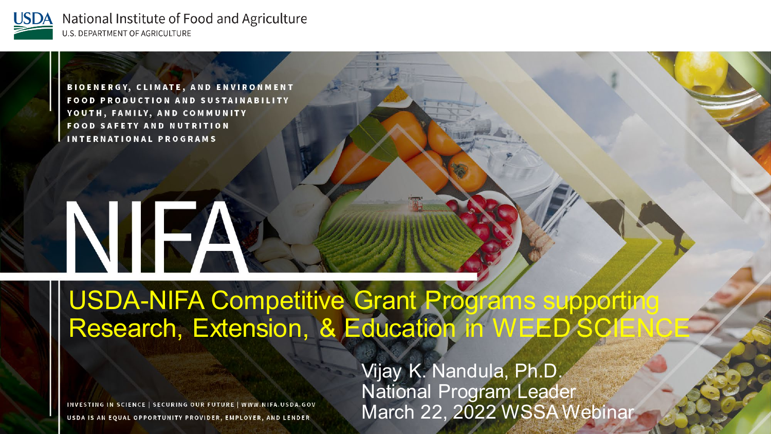USDA National Institute of Food and Agriculture
U.S. DEPARTMENT OF AGRICULTURE

BIOENERGY, CLIMATE, AND ENVIRONMENT
FOOD PRODUCTION AND SUSTAINABILITY
YOUTH, FAMILY, AND COMMUNITY
FOOD SAFETY AND NUTRITION
INTERNATIONAL PROGRAMS

# NIFA

# USDA-NIFA Competitive Grant Programs supporting Research, Extension, & Education in WEED SCIENCE

Vijay K. Nandula, Ph.D.
National Program Leader
March 22, 2022 WSSA Webinar

INVESTING IN SCIENCE | SECURING OUR FUTURE | WWW.NIFA.USDA.GOV
USDA IS AN EQUAL OPPORTUNITY PROVIDER, EMPLOYER, AND LENDER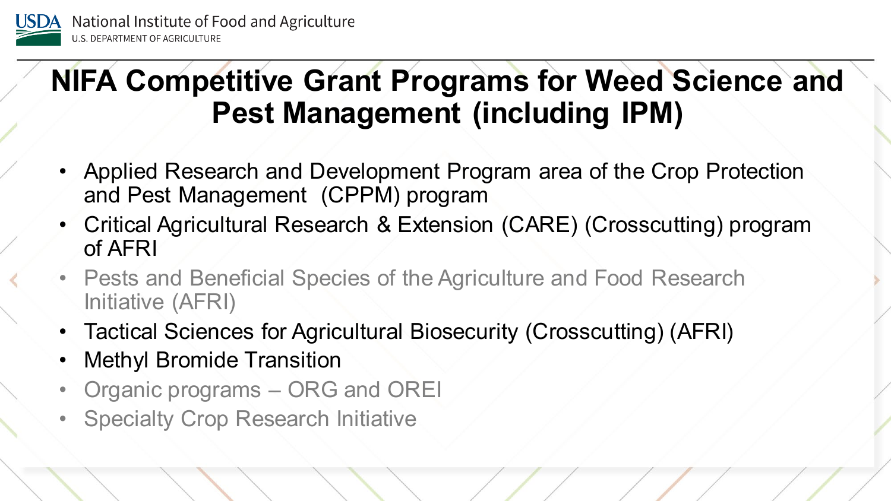# NIFA Competitive Grant Programs for Weed Science and Pest Management (including IPM)

- Applied Research and Development Program area of the Crop Protection and Pest Management (CPPM) program
- Critical Agricultural Research & Extension (CARE) (Crosscutting) program of AFRI
- Pests and Beneficial Species of the Agriculture and Food Research Initiative (AFRI)
- Tactical Sciences for Agricultural Biosecurity (Crosscutting) (AFRI)
- Methyl Bromide Transition
- Organic programs – ORG and OREI
- Specialty Crop Research Initiative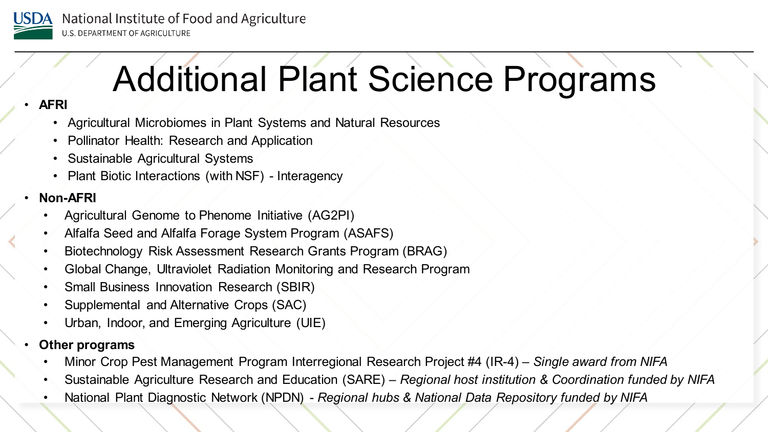# Additional Plant Science Programs

- **AFRI**
  - Agricultural Microbiomes in Plant Systems and Natural Resources
  - Pollinator Health: Research and Application
  - Sustainable Agricultural Systems
  - Plant Biotic Interactions (with NSF) - Interagency
- **Non-AFRI**
  - Agricultural Genome to Phenome Initiative (AG2PI)
  - Alfalfa Seed and Alfalfa Forage System Program (ASAFS)
  - Biotechnology Risk Assessment Research Grants Program (BRAG)
  - Global Change, Ultraviolet Radiation Monitoring and Research Program
  - Small Business Innovation Research (SBIR)
  - Supplemental and Alternative Crops (SAC)
  - Urban, Indoor, and Emerging Agriculture (UIE)
- **Other programs**
  - Minor Crop Pest Management Program Interregional Research Project #4 (IR-4) – *Single award from NIFA*
  - Sustainable Agriculture Research and Education (SARE) – *Regional host institution & Coordination funded by NIFA*
  - National Plant Diagnostic Network (NPDN) - *Regional hubs & National Data Repository funded by NIFA*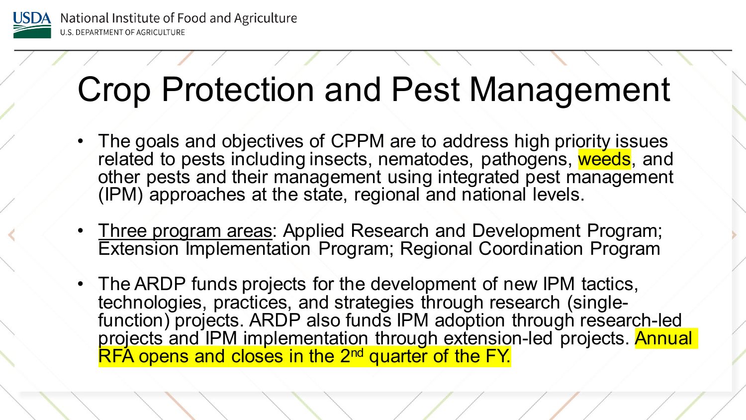# Crop Protection and Pest Management

- The goals and objectives of CPPM are to address high priority issues related to pests including insects, nematodes, pathogens, weeds, and other pests and their management using integrated pest management (IPM) approaches at the state, regional and national levels.
- Three program areas: Applied Research and Development Program; Extension Implementation Program; Regional Coordination Program
- The ARDP funds projects for the development of new IPM tactics, technologies, practices, and strategies through research (single-function) projects. ARDP also funds IPM adoption through research-led projects and IPM implementation through extension-led projects. Annual RFA opens and closes in the 2nd quarter of the FY.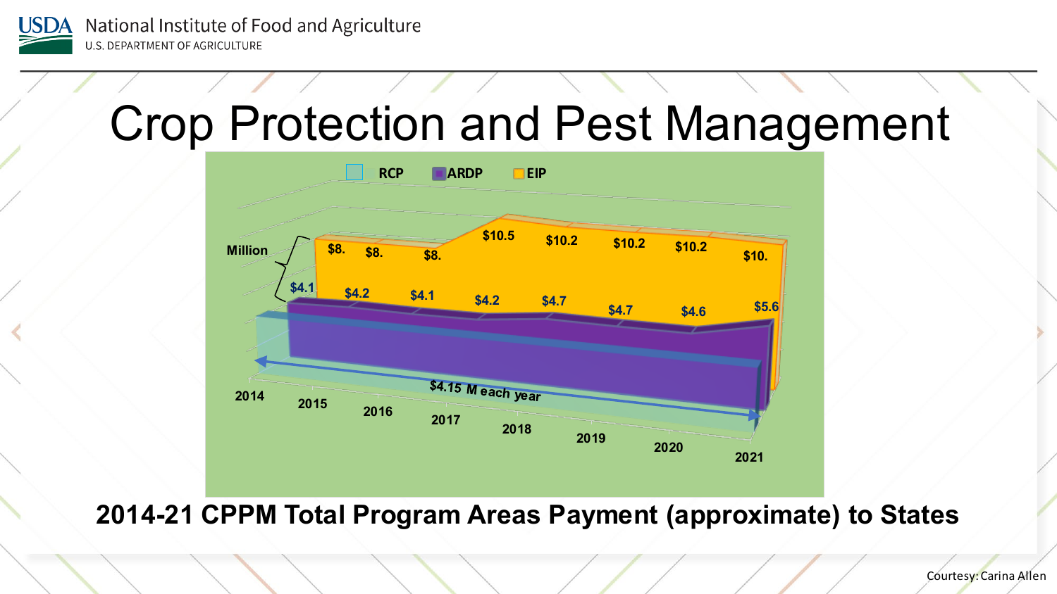# Crop Protection and Pest Management

RCP
ARDP
EIP

Million

$8. $8. $8. $10.5 $10.2 $10.2 $10.2 $10.

$4.1 $4.2 $4.1 $4.2 $4.7 $4.7 $4.6 $5.6

$4.15 M each year

2014 2015 2016 2017 2018 2019 2020 2021

**2014-21 CPPM Total Program Areas Payment (approximate) to States**

Courtesy: Carina Allen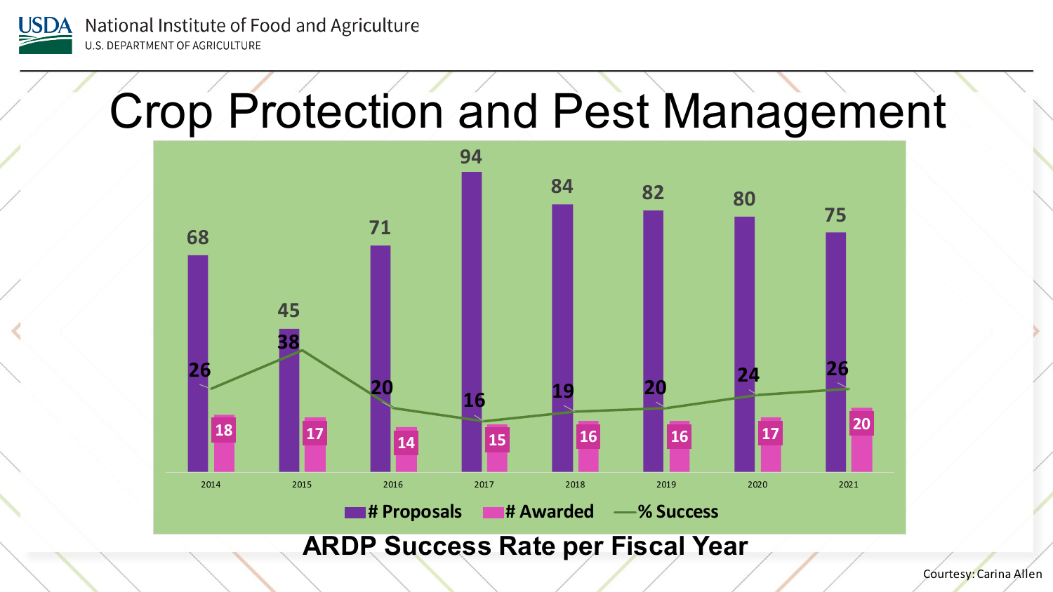# Crop Protection and Pest Management

68
45
71
94
84
82
80
75

26
38
20
16
19
20
24
26

18
17
14
15
16
16
17
20

2014
2015
2016
2017
2018
2019
2020
2021

# Proposals
# Awarded
% Success

**ARDP Success Rate per Fiscal Year**

Courtesy: Carina Allen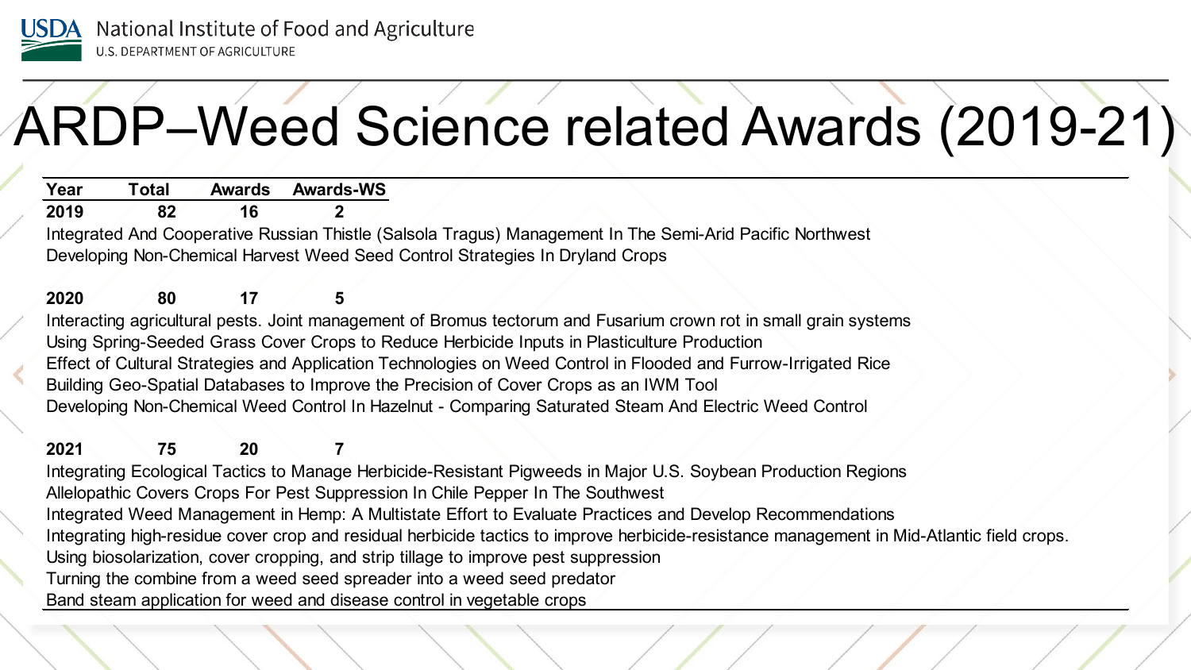# ARDP–Weed Science related Awards (2019-21)

| Year | Total | Awards | Awards-WS |
|---|---|---|---|
| **2019** | **82** | **16** | **2** |

Integrated And Cooperative Russian Thistle (Salsola Tragus) Management In The Semi-Arid Pacific Northwest
Developing Non-Chemical Harvest Weed Seed Control Strategies In Dryland Crops

| Year | Total | Awards | Awards-WS |
|---|---|---|---|
| **2020** | **80** | **17** | **5** |

Interacting agricultural pests. Joint management of Bromus tectorum and Fusarium crown rot in small grain systems
Using Spring-Seeded Grass Cover Crops to Reduce Herbicide Inputs in Plasticulture Production
Effect of Cultural Strategies and Application Technologies on Weed Control in Flooded and Furrow-Irrigated Rice
Building Geo-Spatial Databases to Improve the Precision of Cover Crops as an IWM Tool
Developing Non-Chemical Weed Control In Hazelnut - Comparing Saturated Steam And Electric Weed Control

| Year | Total | Awards | Awards-WS |
|---|---|---|---|
| **2021** | **75** | **20** | **7** |

Integrating Ecological Tactics to Manage Herbicide-Resistant Pigweeds in Major U.S. Soybean Production Regions
Allelopathic Covers Crops For Pest Suppression In Chile Pepper In The Southwest
Integrated Weed Management in Hemp: A Multistate Effort to Evaluate Practices and Develop Recommendations
Integrating high-residue cover crop and residual herbicide tactics to improve herbicide-resistance management in Mid-Atlantic field crops.
Using biosolarization, cover cropping, and strip tillage to improve pest suppression
Turning the combine from a weed seed spreader into a weed seed predator
Band steam application for weed and disease control in vegetable crops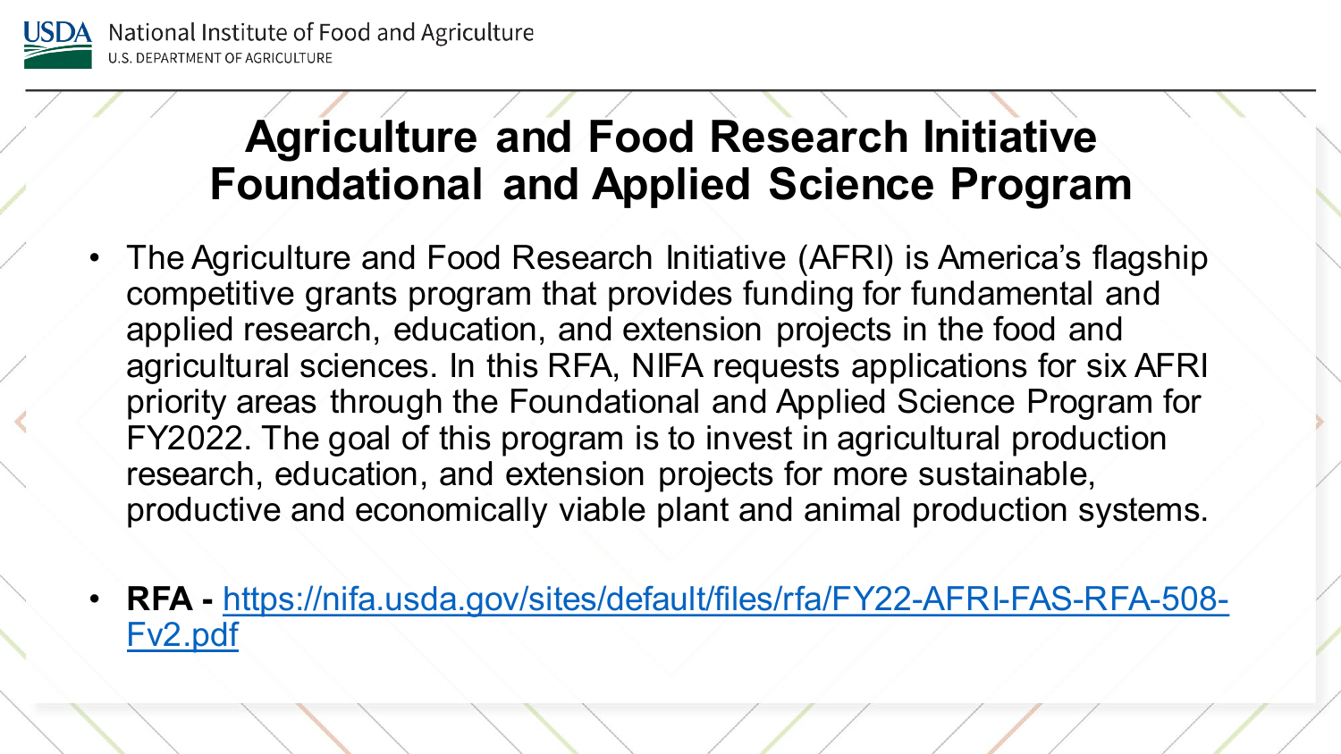# Agriculture and Food Research Initiative Foundational and Applied Science Program

- The Agriculture and Food Research Initiative (AFRI) is America's flagship competitive grants program that provides funding for fundamental and applied research, education, and extension projects in the food and agricultural sciences. In this RFA, NIFA requests applications for six AFRI priority areas through the Foundational and Applied Science Program for FY2022. The goal of this program is to invest in agricultural production research, education, and extension projects for more sustainable, productive and economically viable plant and animal production systems.

- **RFA -** https://nifa.usda.gov/sites/default/files/rfa/FY22-AFRI-FAS-RFA-508-Fv2.pdf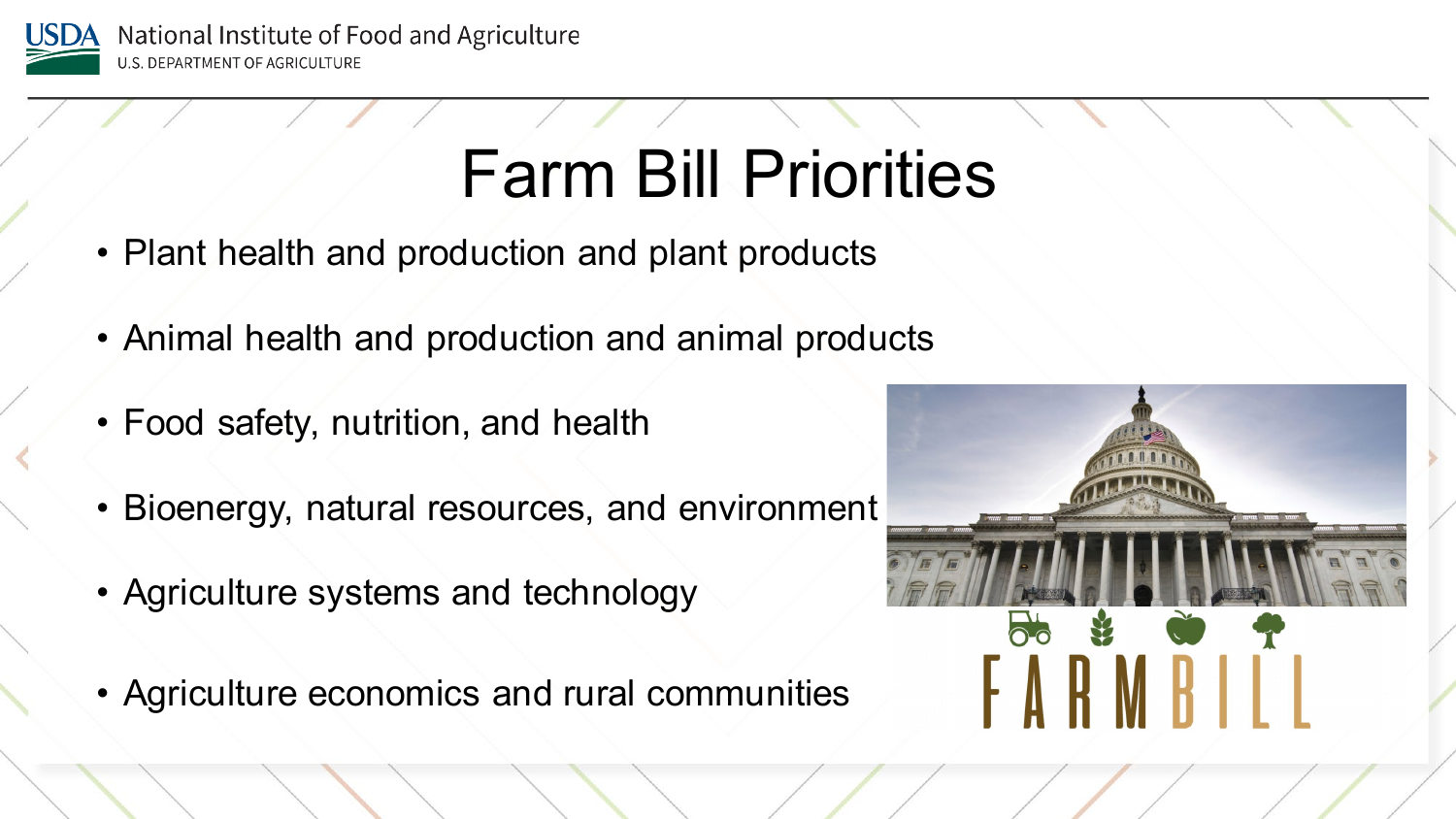# Farm Bill Priorities

- Plant health and production and plant products
- Animal health and production and animal products
- Food safety, nutrition, and health
- Bioenergy, natural resources, and environment
- Agriculture systems and technology
- Agriculture economics and rural communities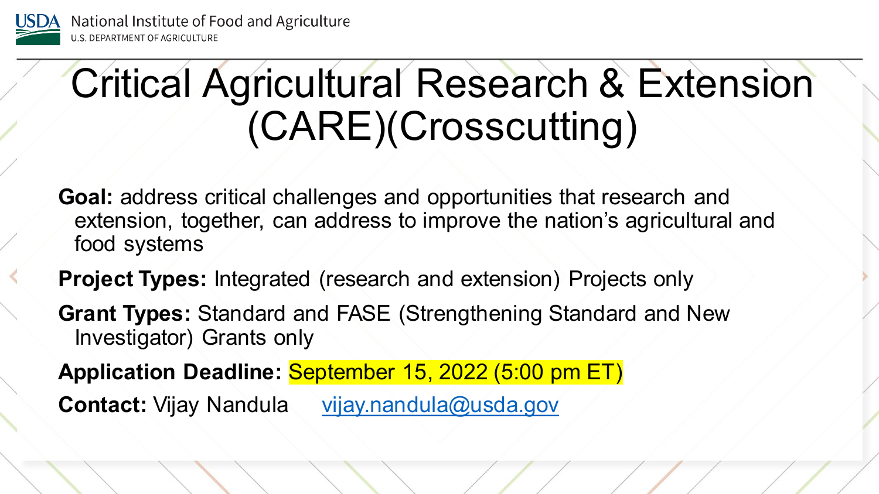# Critical Agricultural Research & Extension (CARE)(Crosscutting)

**Goal:** address critical challenges and opportunities that research and extension, together, can address to improve the nation's agricultural and food systems

**Project Types:** Integrated (research and extension) Projects only

**Grant Types:** Standard and FASE (Strengthening Standard and New Investigator) Grants only

**Application Deadline:** September 15, 2022 (5:00 pm ET)

**Contact:** Vijay Nandula vijay.nandula@usda.gov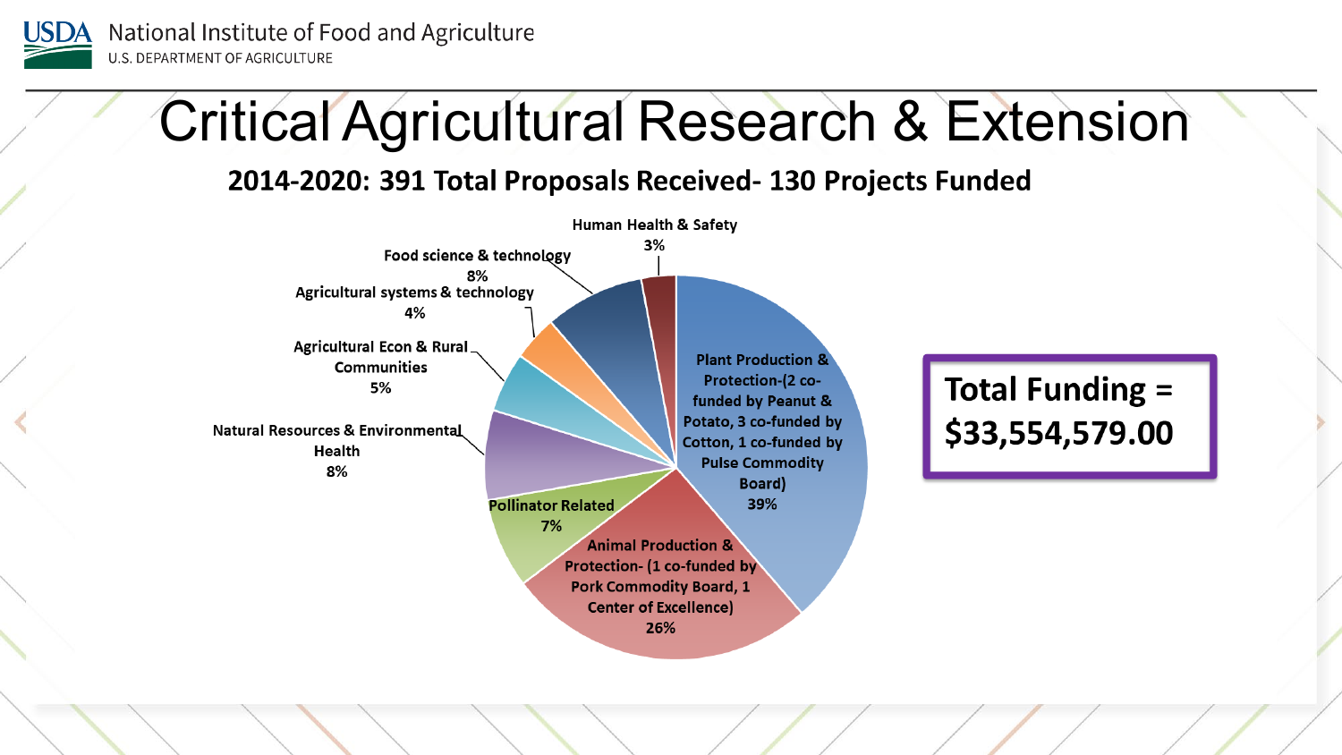# Critical Agricultural Research & Extension

## 2014-2020: 391 Total Proposals Received- 130 Projects Funded

Human Health & Safety
3%

Food science & technology
8%

Agricultural systems & technology
4%

Agricultural Econ & Rural Communities
5%

Natural Resources & Environmental Health
8%

Pollinator Related
7%

Animal Production & Protection- (1 co-funded by Pork Commodity Board, 1 Center of Excellence)
26%

Plant Production & Protection-(2 co-funded by Peanut & Potato, 3 co-funded by Cotton, 1 co-funded by Pulse Commodity Board)
39%

**Total Funding = $33,554,579.00**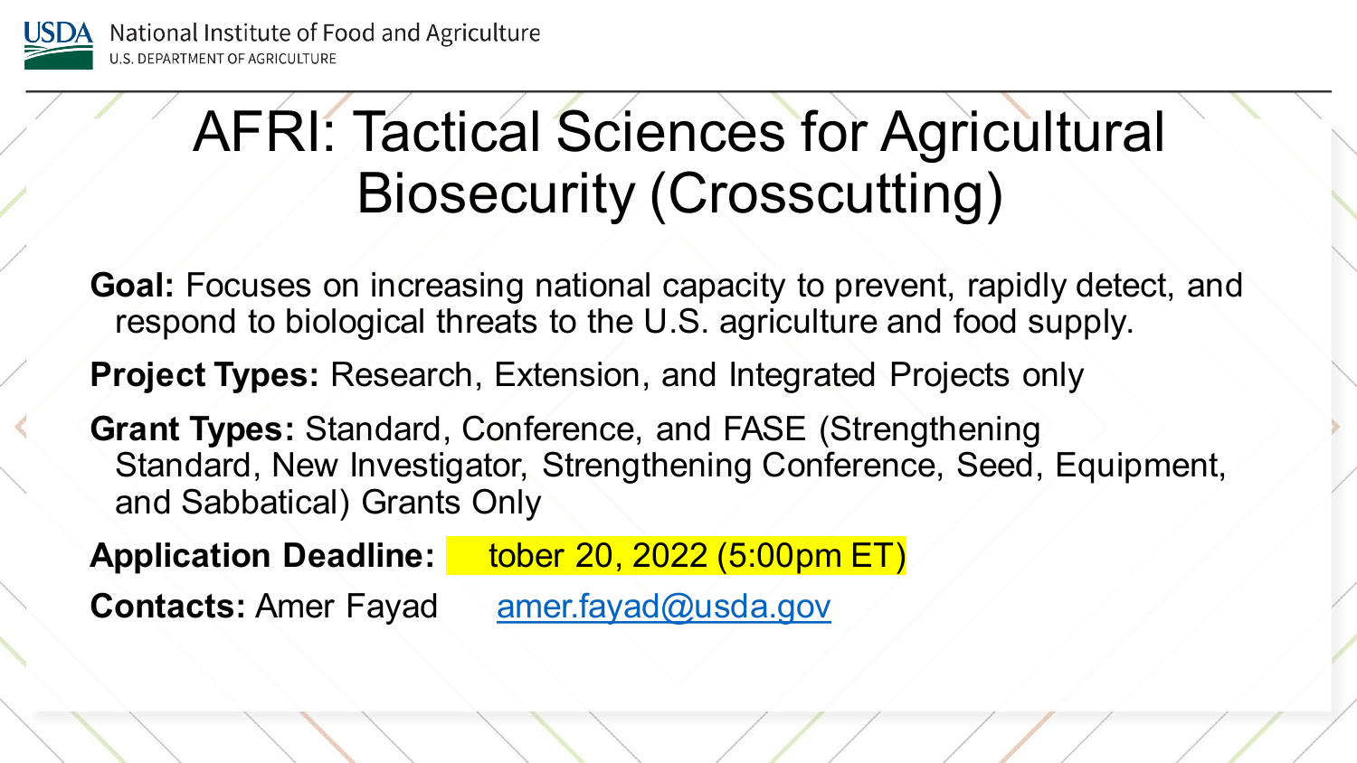# AFRI: Tactical Sciences for Agricultural Biosecurity (Crosscutting)

**Goal:** Focuses on increasing national capacity to prevent, rapidly detect, and respond to biological threats to the U.S. agriculture and food supply.

**Project Types:** Research, Extension, and Integrated Projects only

**Grant Types:** Standard, Conference, and FASE (Strengthening Standard, New Investigator, Strengthening Conference, Seed, Equipment, and Sabbatical) Grants Only

**Application Deadline:** tober 20, 2022 (5:00pm ET)

**Contacts:** Amer Fayad amer.fayad@usda.gov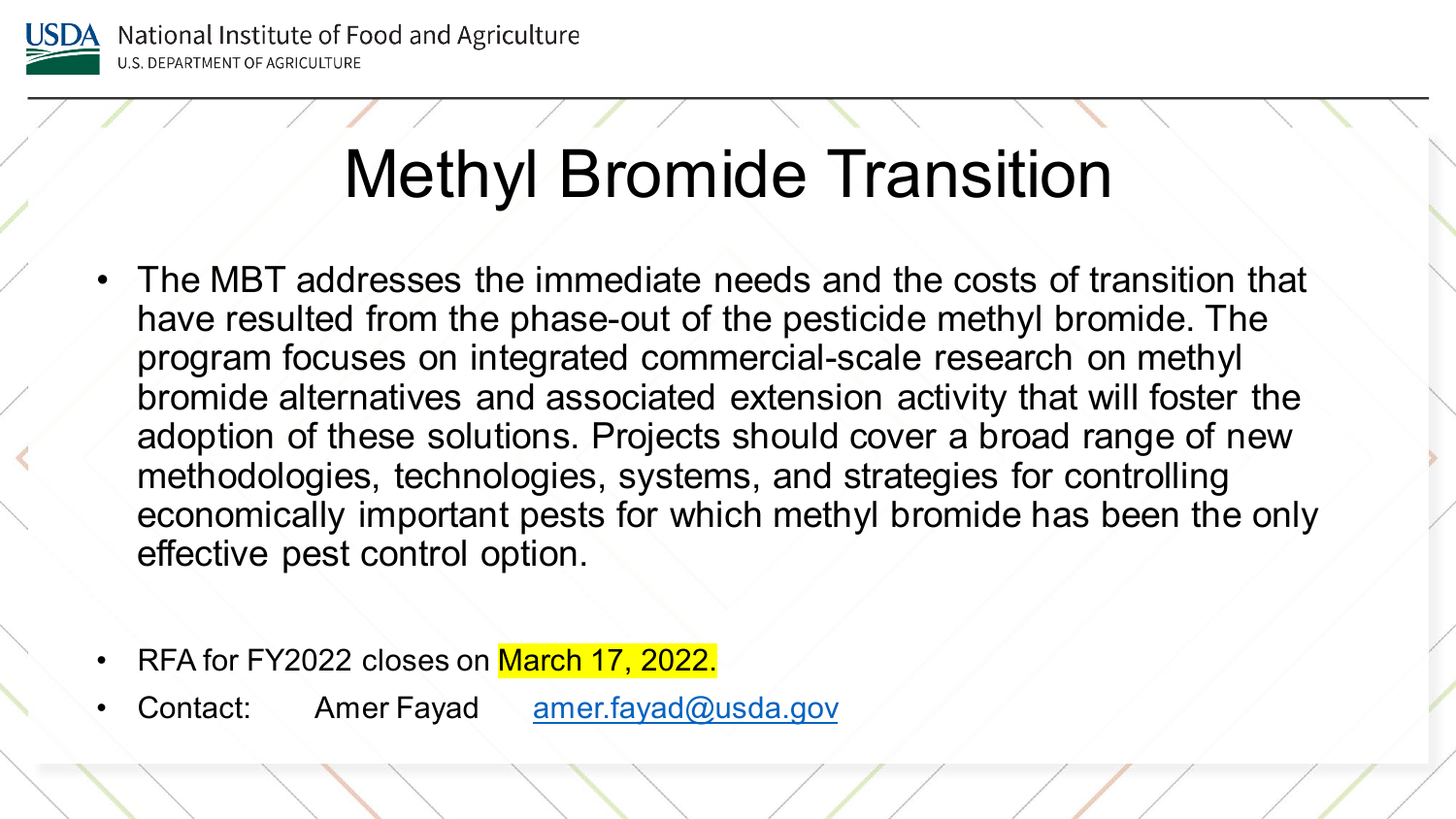# Methyl Bromide Transition

- The MBT addresses the immediate needs and the costs of transition that have resulted from the phase-out of the pesticide methyl bromide. The program focuses on integrated commercial-scale research on methyl bromide alternatives and associated extension activity that will foster the adoption of these solutions. Projects should cover a broad range of new methodologies, technologies, systems, and strategies for controlling economically important pests for which methyl bromide has been the only effective pest control option.

- RFA for FY2022 closes on March 17, 2022.
- Contact: Amer Fayad amer.fayad@usda.gov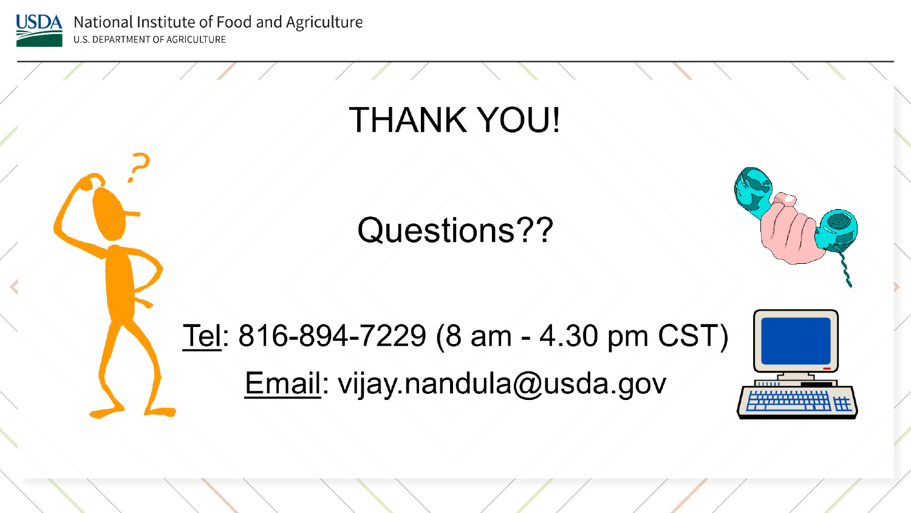# THANK YOU!

## Questions??

Tel: 816-894-7229 (8 am - 4.30 pm CST)

Email: vijay.nandula@usda.gov